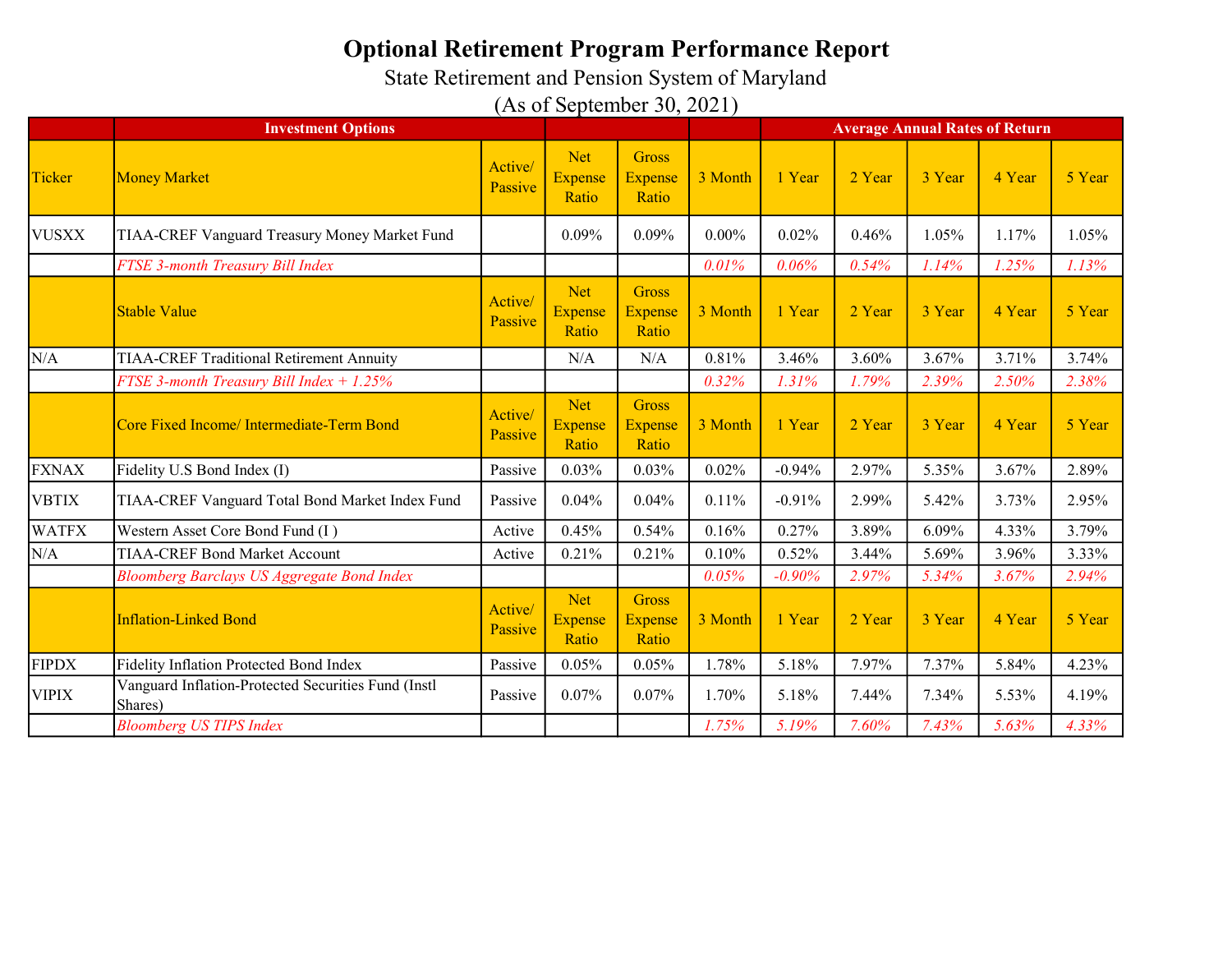# Optional Retirement Program Performance Report

State Retirement and Pension System of Maryland

(As of September 30, 2021)

| | Investment Options | | | | | Average Annual Rates of Return | | | | |
|---|---|---|---|---|---|---|---|---|---|---|
| Ticker | Money Market | Active/ Passive | Net Expense Ratio | Gross Expense Ratio | 3 Month | 1 Year | 2 Year | 3 Year | 4 Year | 5 Year |
| VUSXX | TIAA-CREF Vanguard Treasury Money Market Fund | | 0.09% | 0.09% | 0.00% | 0.02% | 0.46% | 1.05% | 1.17% | 1.05% |
| | *FTSE 3-month Treasury Bill Index* | | | | *0.01%* | *0.06%* | *0.54%* | *1.14%* | *1.25%* | *1.13%* |
| | Stable Value | Active/ Passive | Net Expense Ratio | Gross Expense Ratio | 3 Month | 1 Year | 2 Year | 3 Year | 4 Year | 5 Year |
| N/A | TIAA-CREF Traditional Retirement Annuity | | N/A | N/A | 0.81% | 3.46% | 3.60% | 3.67% | 3.71% | 3.74% |
| | *FTSE 3-month Treasury Bill Index + 1.25%* | | | | *0.32%* | *1.31%* | *1.79%* | *2.39%* | *2.50%* | *2.38%* |
| | Core Fixed Income/ Intermediate-Term Bond | Active/ Passive | Net Expense Ratio | Gross Expense Ratio | 3 Month | 1 Year | 2 Year | 3 Year | 4 Year | 5 Year |
| FXNAX | Fidelity U.S Bond Index (I) | Passive | 0.03% | 0.03% | 0.02% | -0.94% | 2.97% | 5.35% | 3.67% | 2.89% |
| VBTIX | TIAA-CREF Vanguard Total Bond Market Index Fund | Passive | 0.04% | 0.04% | 0.11% | -0.91% | 2.99% | 5.42% | 3.73% | 2.95% |
| WATFX | Western Asset Core Bond Fund (I ) | Active | 0.45% | 0.54% | 0.16% | 0.27% | 3.89% | 6.09% | 4.33% | 3.79% |
| N/A | TIAA-CREF Bond Market Account | Active | 0.21% | 0.21% | 0.10% | 0.52% | 3.44% | 5.69% | 3.96% | 3.33% |
| | *Bloomberg Barclays US Aggregate Bond Index* | | | | *0.05%* | *-0.90%* | *2.97%* | *5.34%* | *3.67%* | *2.94%* |
| | Inflation-Linked Bond | Active/ Passive | Net Expense Ratio | Gross Expense Ratio | 3 Month | 1 Year | 2 Year | 3 Year | 4 Year | 5 Year |
| FIPDX | Fidelity Inflation Protected Bond Index | Passive | 0.05% | 0.05% | 1.78% | 5.18% | 7.97% | 7.37% | 5.84% | 4.23% |
| VIPIX | Vanguard Inflation-Protected Securities Fund (Instl Shares) | Passive | 0.07% | 0.07% | 1.70% | 5.18% | 7.44% | 7.34% | 5.53% | 4.19% |
| | *Bloomberg US TIPS Index* | | | | *1.75%* | *5.19%* | *7.60%* | *7.43%* | *5.63%* | *4.33%* |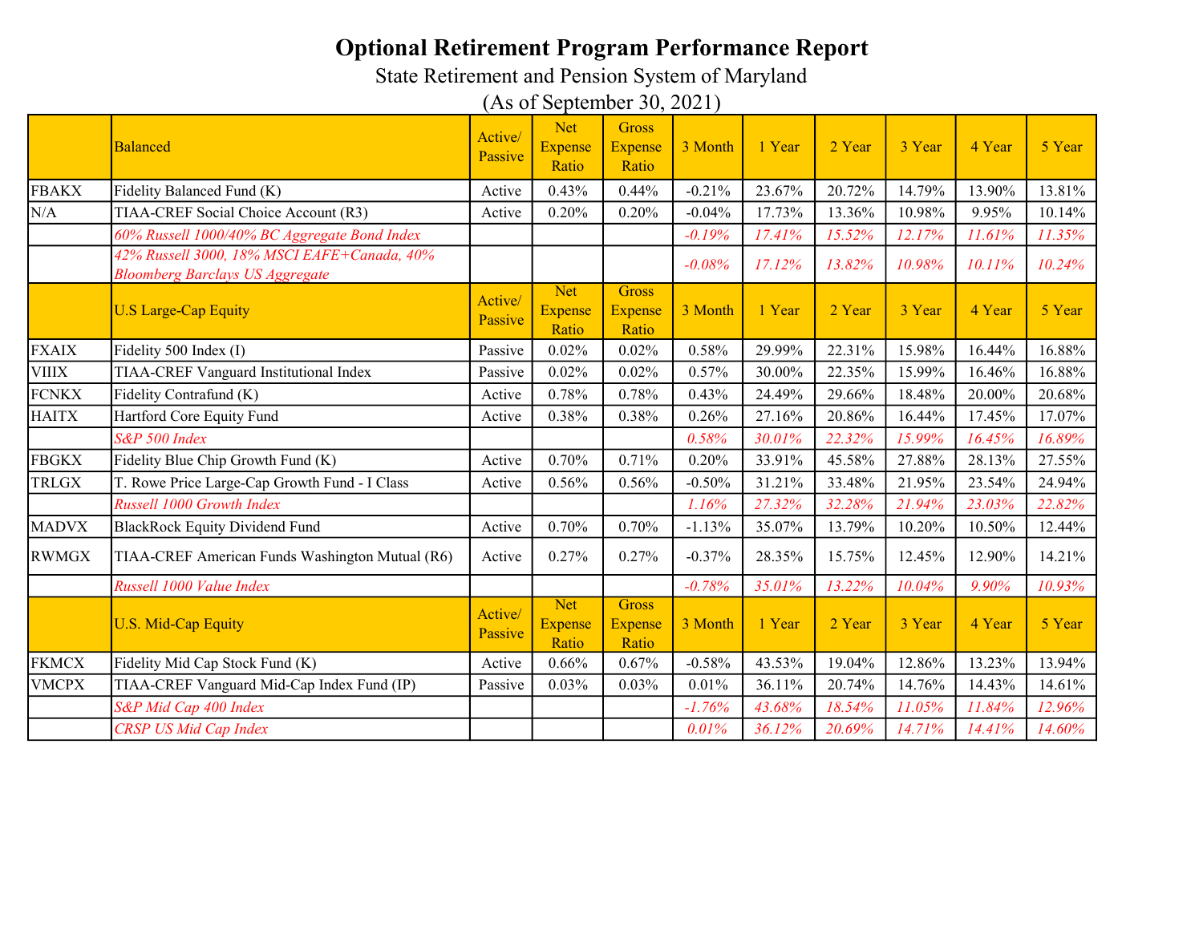# Optional Retirement Program Performance Report

State Retirement and Pension System of Maryland

(As of September 30, 2021)

| | Balanced | Active/ Passive | Net Expense Ratio | Gross Expense Ratio | 3 Month | 1 Year | 2 Year | 3 Year | 4 Year | 5 Year |
|---|---|---|---|---|---|---|---|---|---|---|
| FBAKX | Fidelity Balanced Fund (K) | Active | 0.43% | 0.44% | -0.21% | 23.67% | 20.72% | 14.79% | 13.90% | 13.81% |
| N/A | TIAA-CREF Social Choice Account (R3) | Active | 0.20% | 0.20% | -0.04% | 17.73% | 13.36% | 10.98% | 9.95% | 10.14% |
| | *60% Russell 1000/40% BC Aggregate Bond Index* | | | | *-0.19%* | *17.41%* | *15.52%* | *12.17%* | *11.61%* | *11.35%* |
| | *42% Russell 3000, 18% MSCI EAFE+Canada, 40% Bloomberg Barclays US Aggregate* | | | | *-0.08%* | *17.12%* | *13.82%* | *10.98%* | *10.11%* | *10.24%* |
| | U.S Large-Cap Equity | Active/ Passive | Net Expense Ratio | Gross Expense Ratio | 3 Month | 1 Year | 2 Year | 3 Year | 4 Year | 5 Year |
| FXAIX | Fidelity 500 Index (I) | Passive | 0.02% | 0.02% | 0.58% | 29.99% | 22.31% | 15.98% | 16.44% | 16.88% |
| VIIIX | TIAA-CREF Vanguard Institutional Index | Passive | 0.02% | 0.02% | 0.57% | 30.00% | 22.35% | 15.99% | 16.46% | 16.88% |
| FCNKX | Fidelity Contrafund (K) | Active | 0.78% | 0.78% | 0.43% | 24.49% | 29.66% | 18.48% | 20.00% | 20.68% |
| HAITX | Hartford Core Equity Fund | Active | 0.38% | 0.38% | 0.26% | 27.16% | 20.86% | 16.44% | 17.45% | 17.07% |
| | *S&P 500 Index* | | | | *0.58%* | *30.01%* | *22.32%* | *15.99%* | *16.45%* | *16.89%* |
| FBGKX | Fidelity Blue Chip Growth Fund (K) | Active | 0.70% | 0.71% | 0.20% | 33.91% | 45.58% | 27.88% | 28.13% | 27.55% |
| TRLGX | T. Rowe Price Large-Cap Growth Fund - I Class | Active | 0.56% | 0.56% | -0.50% | 31.21% | 33.48% | 21.95% | 23.54% | 24.94% |
| | *Russell 1000 Growth Index* | | | | *1.16%* | *27.32%* | *32.28%* | *21.94%* | *23.03%* | *22.82%* |
| MADVX | BlackRock Equity Dividend Fund | Active | 0.70% | 0.70% | -1.13% | 35.07% | 13.79% | 10.20% | 10.50% | 12.44% |
| RWMGX | TIAA-CREF American Funds Washington Mutual (R6) | Active | 0.27% | 0.27% | -0.37% | 28.35% | 15.75% | 12.45% | 12.90% | 14.21% |
| | *Russell 1000 Value Index* | | | | *-0.78%* | *35.01%* | *13.22%* | *10.04%* | *9.90%* | *10.93%* |
| | U.S. Mid-Cap Equity | Active/ Passive | Net Expense Ratio | Gross Expense Ratio | 3 Month | 1 Year | 2 Year | 3 Year | 4 Year | 5 Year |
| FKMCX | Fidelity Mid Cap Stock Fund (K) | Active | 0.66% | 0.67% | -0.58% | 43.53% | 19.04% | 12.86% | 13.23% | 13.94% |
| VMCPX | TIAA-CREF Vanguard Mid-Cap Index Fund (IP) | Passive | 0.03% | 0.03% | 0.01% | 36.11% | 20.74% | 14.76% | 14.43% | 14.61% |
| | *S&P Mid Cap 400 Index* | | | | *-1.76%* | *43.68%* | *18.54%* | *11.05%* | *11.84%* | *12.96%* |
| | *CRSP US Mid Cap Index* | | | | *0.01%* | *36.12%* | *20.69%* | *14.71%* | *14.41%* | *14.60%* |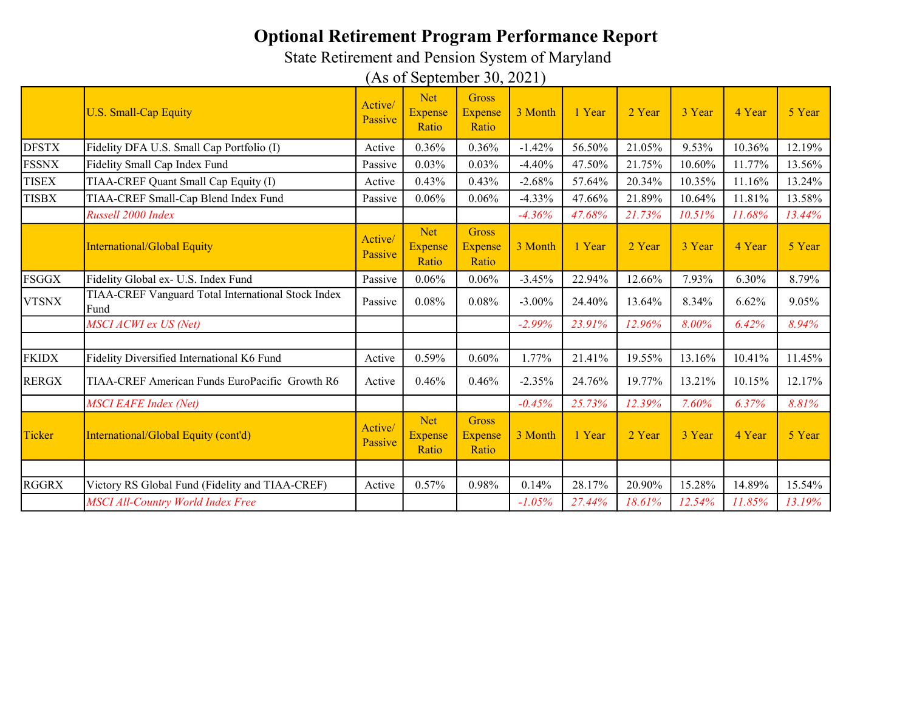# Optional Retirement Program Performance Report

State Retirement and Pension System of Maryland

(As of September 30, 2021)

| | U.S. Small-Cap Equity | Active/ Passive | Net Expense Ratio | Gross Expense Ratio | 3 Month | 1 Year | 2 Year | 3 Year | 4 Year | 5 Year |
|---|---|---|---|---|---|---|---|---|---|---|
| DFSTX | Fidelity DFA U.S. Small Cap Portfolio (I) | Active | 0.36% | 0.36% | -1.42% | 56.50% | 21.05% | 9.53% | 10.36% | 12.19% |
| FSSNX | Fidelity Small Cap Index Fund | Passive | 0.03% | 0.03% | -4.40% | 47.50% | 21.75% | 10.60% | 11.77% | 13.56% |
| TISEX | TIAA-CREF Quant Small Cap Equity (I) | Active | 0.43% | 0.43% | -2.68% | 57.64% | 20.34% | 10.35% | 11.16% | 13.24% |
| TISBX | TIAA-CREF Small-Cap Blend Index Fund | Passive | 0.06% | 0.06% | -4.33% | 47.66% | 21.89% | 10.64% | 11.81% | 13.58% |
| | *Russell 2000 Index* | | | | *-4.36%* | *47.68%* | *21.73%* | *10.51%* | *11.68%* | *13.44%* |
| | **International/Global Equity** | **Active/ Passive** | **Net Expense Ratio** | **Gross Expense Ratio** | **3 Month** | **1 Year** | **2 Year** | **3 Year** | **4 Year** | **5 Year** |
| FSGGX | Fidelity Global ex- U.S. Index Fund | Passive | 0.06% | 0.06% | -3.45% | 22.94% | 12.66% | 7.93% | 6.30% | 8.79% |
| VTSNX | TIAA-CREF Vanguard Total International Stock Index Fund | Passive | 0.08% | 0.08% | -3.00% | 24.40% | 13.64% | 8.34% | 6.62% | 9.05% |
| | *MSCI ACWI ex US (Net)* | | | | *-2.99%* | *23.91%* | *12.96%* | *8.00%* | *6.42%* | *8.94%* |
| | | | | | | | | | | |
| FKIDX | Fidelity Diversified International K6 Fund | Active | 0.59% | 0.60% | 1.77% | 21.41% | 19.55% | 13.16% | 10.41% | 11.45% |
| RERGX | TIAA-CREF American Funds EuroPacific Growth R6 | Active | 0.46% | 0.46% | -2.35% | 24.76% | 19.77% | 13.21% | 10.15% | 12.17% |
| | *MSCI EAFE Index (Net)* | | | | *-0.45%* | *25.73%* | *12.39%* | *7.60%* | *6.37%* | *8.81%* |
| **Ticker** | **International/Global Equity (cont'd)** | **Active/ Passive** | **Net Expense Ratio** | **Gross Expense Ratio** | **3 Month** | **1 Year** | **2 Year** | **3 Year** | **4 Year** | **5 Year** |
| | | | | | | | | | | |
| RGGRX | Victory RS Global Fund (Fidelity and TIAA-CREF) | Active | 0.57% | 0.98% | 0.14% | 28.17% | 20.90% | 15.28% | 14.89% | 15.54% |
| | *MSCI All-Country World Index Free* | | | | *-1.05%* | *27.44%* | *18.61%* | *12.54%* | *11.85%* | *13.19%* |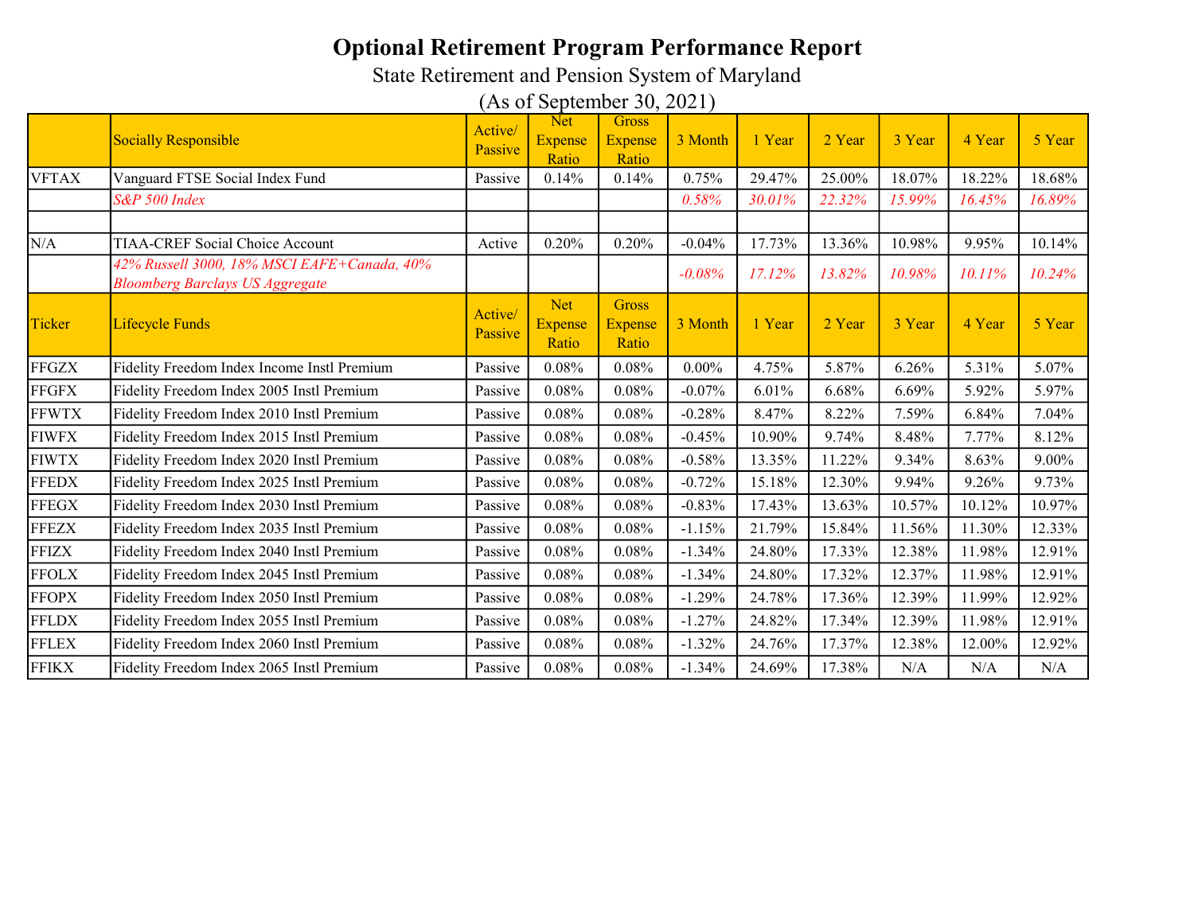# Optional Retirement Program Performance Report

State Retirement and Pension System of Maryland

(As of September 30, 2021)

| | Socially Responsible | Active/ Passive | Net Expense Ratio | Gross Expense Ratio | 3 Month | 1 Year | 2 Year | 3 Year | 4 Year | 5 Year |
|---|---|---|---|---|---|---|---|---|---|---|
| VFTAX | Vanguard FTSE Social Index Fund | Passive | 0.14% | 0.14% | 0.75% | 29.47% | 25.00% | 18.07% | 18.22% | 18.68% |
| | *S&P 500 Index* | | | | *0.58%* | *30.01%* | *22.32%* | *15.99%* | *16.45%* | *16.89%* |
| | | | | | | | | | | |
| N/A | TIAA-CREF Social Choice Account | Active | 0.20% | 0.20% | -0.04% | 17.73% | 13.36% | 10.98% | 9.95% | 10.14% |
| | *42% Russell 3000, 18% MSCI EAFE+Canada, 40% Bloomberg Barclays US Aggregate* | | | | *-0.08%* | *17.12%* | *13.82%* | *10.98%* | *10.11%* | *10.24%* |
| **Ticker** | **Lifecycle Funds** | **Active/ Passive** | **Net Expense Ratio** | **Gross Expense Ratio** | **3 Month** | **1 Year** | **2 Year** | **3 Year** | **4 Year** | **5 Year** |
| FFGZX | Fidelity Freedom Index Income Instl Premium | Passive | 0.08% | 0.08% | 0.00% | 4.75% | 5.87% | 6.26% | 5.31% | 5.07% |
| FFGFX | Fidelity Freedom Index 2005 Instl Premium | Passive | 0.08% | 0.08% | -0.07% | 6.01% | 6.68% | 6.69% | 5.92% | 5.97% |
| FFWTX | Fidelity Freedom Index 2010 Instl Premium | Passive | 0.08% | 0.08% | -0.28% | 8.47% | 8.22% | 7.59% | 6.84% | 7.04% |
| FIWFX | Fidelity Freedom Index 2015 Instl Premium | Passive | 0.08% | 0.08% | -0.45% | 10.90% | 9.74% | 8.48% | 7.77% | 8.12% |
| FIWTX | Fidelity Freedom Index 2020 Instl Premium | Passive | 0.08% | 0.08% | -0.58% | 13.35% | 11.22% | 9.34% | 8.63% | 9.00% |
| FFEDX | Fidelity Freedom Index 2025 Instl Premium | Passive | 0.08% | 0.08% | -0.72% | 15.18% | 12.30% | 9.94% | 9.26% | 9.73% |
| FFEGX | Fidelity Freedom Index 2030 Instl Premium | Passive | 0.08% | 0.08% | -0.83% | 17.43% | 13.63% | 10.57% | 10.12% | 10.97% |
| FFEZX | Fidelity Freedom Index 2035 Instl Premium | Passive | 0.08% | 0.08% | -1.15% | 21.79% | 15.84% | 11.56% | 11.30% | 12.33% |
| FFIZX | Fidelity Freedom Index 2040 Instl Premium | Passive | 0.08% | 0.08% | -1.34% | 24.80% | 17.33% | 12.38% | 11.98% | 12.91% |
| FFOLX | Fidelity Freedom Index 2045 Instl Premium | Passive | 0.08% | 0.08% | -1.34% | 24.80% | 17.32% | 12.37% | 11.98% | 12.91% |
| FFOPX | Fidelity Freedom Index 2050 Instl Premium | Passive | 0.08% | 0.08% | -1.29% | 24.78% | 17.36% | 12.39% | 11.99% | 12.92% |
| FFLDX | Fidelity Freedom Index 2055 Instl Premium | Passive | 0.08% | 0.08% | -1.27% | 24.82% | 17.34% | 12.39% | 11.98% | 12.91% |
| FFLEX | Fidelity Freedom Index 2060 Instl Premium | Passive | 0.08% | 0.08% | -1.32% | 24.76% | 17.37% | 12.38% | 12.00% | 12.92% |
| FFIKX | Fidelity Freedom Index 2065 Instl Premium | Passive | 0.08% | 0.08% | -1.34% | 24.69% | 17.38% | N/A | N/A | N/A |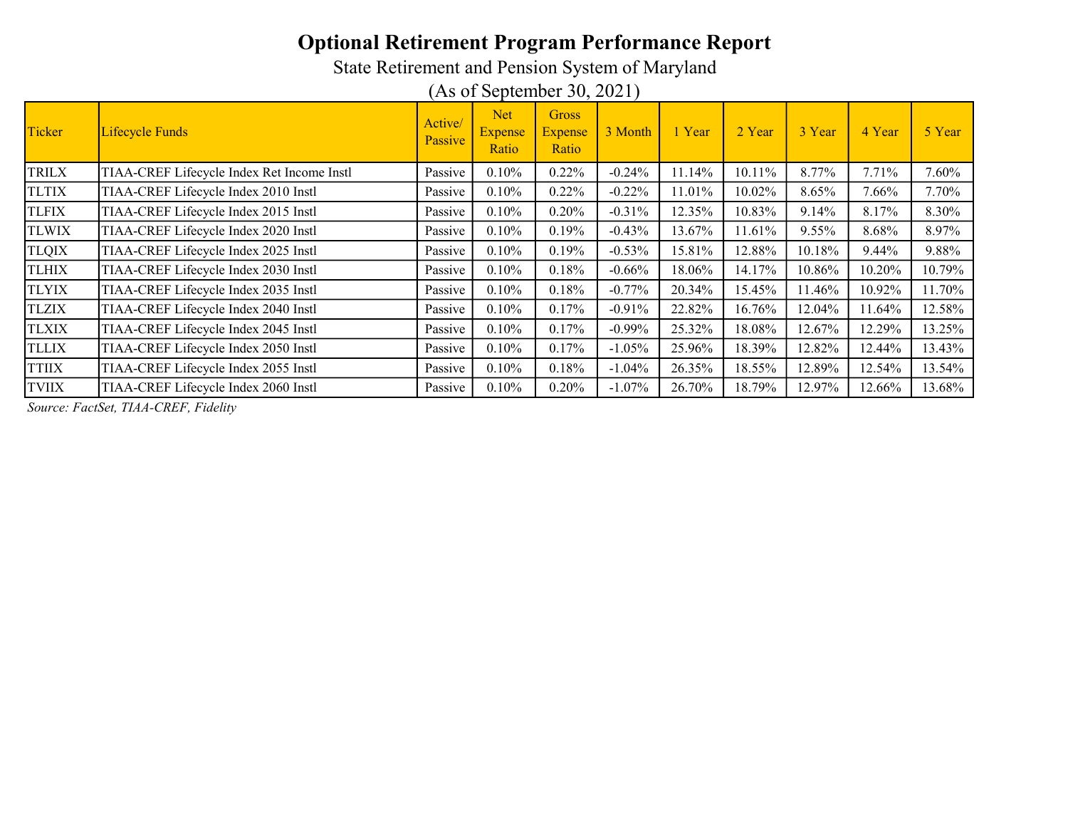# Optional Retirement Program Performance Report

State Retirement and Pension System of Maryland

(As of September 30, 2021)

| Ticker | Lifecycle Funds | Active/ Passive | Net Expense Ratio | Gross Expense Ratio | 3 Month | 1 Year | 2 Year | 3 Year | 4 Year | 5 Year |
|---|---|---|---|---|---|---|---|---|---|---|
| TRILX | TIAA-CREF Lifecycle Index Ret Income Instl | Passive | 0.10% | 0.22% | -0.24% | 11.14% | 10.11% | 8.77% | 7.71% | 7.60% |
| TLTIX | TIAA-CREF Lifecycle Index 2010 Instl | Passive | 0.10% | 0.22% | -0.22% | 11.01% | 10.02% | 8.65% | 7.66% | 7.70% |
| TLFIX | TIAA-CREF Lifecycle Index 2015 Instl | Passive | 0.10% | 0.20% | -0.31% | 12.35% | 10.83% | 9.14% | 8.17% | 8.30% |
| TLWIX | TIAA-CREF Lifecycle Index 2020 Instl | Passive | 0.10% | 0.19% | -0.43% | 13.67% | 11.61% | 9.55% | 8.68% | 8.97% |
| TLQIX | TIAA-CREF Lifecycle Index 2025 Instl | Passive | 0.10% | 0.19% | -0.53% | 15.81% | 12.88% | 10.18% | 9.44% | 9.88% |
| TLHIX | TIAA-CREF Lifecycle Index 2030 Instl | Passive | 0.10% | 0.18% | -0.66% | 18.06% | 14.17% | 10.86% | 10.20% | 10.79% |
| TLYIX | TIAA-CREF Lifecycle Index 2035 Instl | Passive | 0.10% | 0.18% | -0.77% | 20.34% | 15.45% | 11.46% | 10.92% | 11.70% |
| TLZIX | TIAA-CREF Lifecycle Index 2040 Instl | Passive | 0.10% | 0.17% | -0.91% | 22.82% | 16.76% | 12.04% | 11.64% | 12.58% |
| TLXIX | TIAA-CREF Lifecycle Index 2045 Instl | Passive | 0.10% | 0.17% | -0.99% | 25.32% | 18.08% | 12.67% | 12.29% | 13.25% |
| TLLIX | TIAA-CREF Lifecycle Index 2050 Instl | Passive | 0.10% | 0.17% | -1.05% | 25.96% | 18.39% | 12.82% | 12.44% | 13.43% |
| TTIIX | TIAA-CREF Lifecycle Index 2055 Instl | Passive | 0.10% | 0.18% | -1.04% | 26.35% | 18.55% | 12.89% | 12.54% | 13.54% |
| TVIIX | TIAA-CREF Lifecycle Index 2060 Instl | Passive | 0.10% | 0.20% | -1.07% | 26.70% | 18.79% | 12.97% | 12.66% | 13.68% |

*Source: FactSet, TIAA-CREF, Fidelity*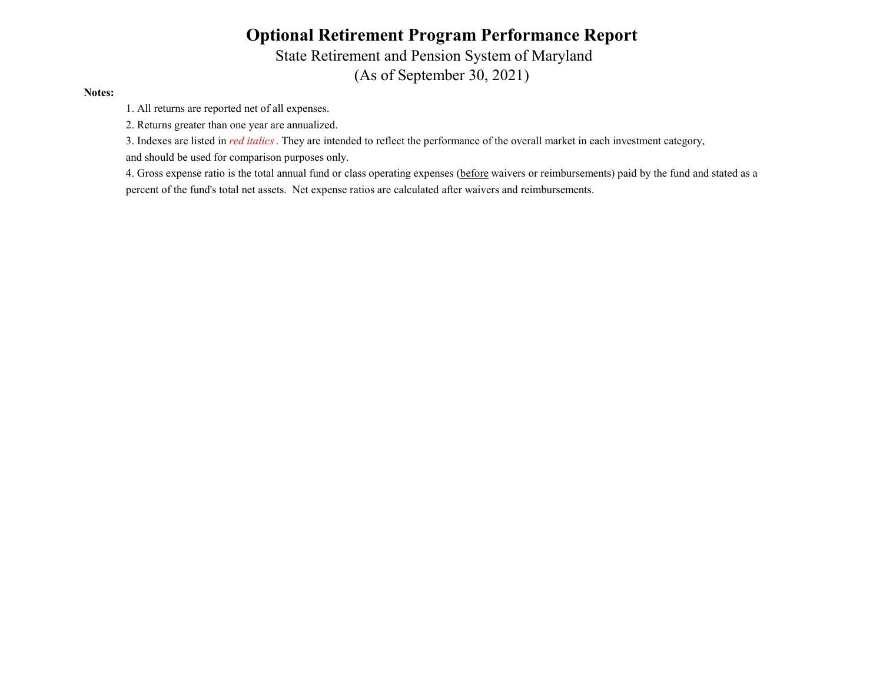# Optional Retirement Program Performance Report

State Retirement and Pension System of Maryland

(As of September 30, 2021)

**Notes:**

1. All returns are reported net of all expenses.
2. Returns greater than one year are annualized.
3. Indexes are listed in *red italics*. They are intended to reflect the performance of the overall market in each investment category, and should be used for comparison purposes only.
4. Gross expense ratio is the total annual fund or class operating expenses (before waivers or reimbursements) paid by the fund and stated as a percent of the fund's total net assets. Net expense ratios are calculated after waivers and reimbursements.